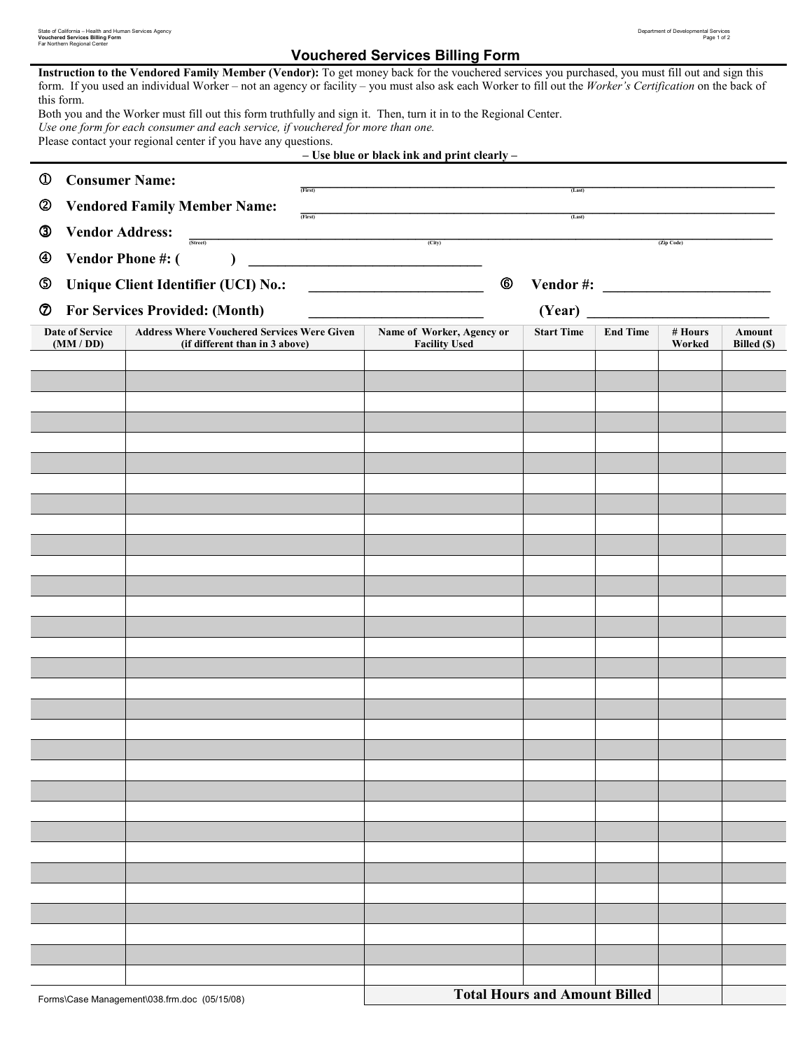State of California – Health and Human Services Agency
Vouchered Services Billing Form
Far Northern Regional Center

Department of Developmental Services

# Vouchered Services Billing Form

**Instruction to the Vendored Family Member (Vendor):** To get money back for the vouchered services you purchased, you must fill out and sign this form. If you used an individual Worker – not an agency or facility – you must also ask each Worker to fill out the *Worker's Certification* on the back of this form.

Both you and the Worker must fill out this form truthfully and sign it. Then, turn it in to the Regional Center.

*Use one form for each consumer and each service, if vouchered for more than one.*

Please contact your regional center if you have any questions.

**– Use blue or black ink and print clearly –**

① **Consumer Name:** ______________________ (First) ______________________ (Last)

② **Vendored Family Member Name:** ______________________ (First) ______________________ (Last)

③ **Vendor Address:** ______________________ (Street) ______________________ (City) ______________________ (Zip Code)

④ **Vendor Phone #: (        )** ______________________

⑤ **Unique Client Identifier (UCI) No.:** ______________________ ⑥ **Vendor #:** ______________________

⑦ **For Services Provided: (Month)** ______________________ **(Year)** ______________________

| Date of Service (MM / DD) | Address Where Vouchered Services Were Given (if different than in 3 above) | Name of Worker, Agency or Facility Used | Start Time | End Time | # Hours Worked | Amount Billed ($) |
|---|---|---|---|---|---|---|
| | | | | | | |
| | | | | | | |
| | | | | | | |
| | | | | | | |
| | | | | | | |
| | | | | | | |
| | | | | | | |
| | | | | | | |
| | | | | | | |
| | | | | | | |
| | | | | | | |
| | | | | | | |
| | | | | | | |
| | | | | | | |
| | | | | | | |
| | | | | | | |
| | | | | | | |
| | | | | | | |
| | | | | | | |
| | | | | | | |
| | | | | | | |
| | | | | | | |
| | | | | | | |
| | | | | | | |
| | | | | | | |
| | | | | | | |
| | | | | | | |
| | | | | | | |
| | | | | | | |
| | | | | | | |
| | | **Total Hours and Amount Billed** | | | | |

Forms\Case Management\038.frm.doc (05/15/08)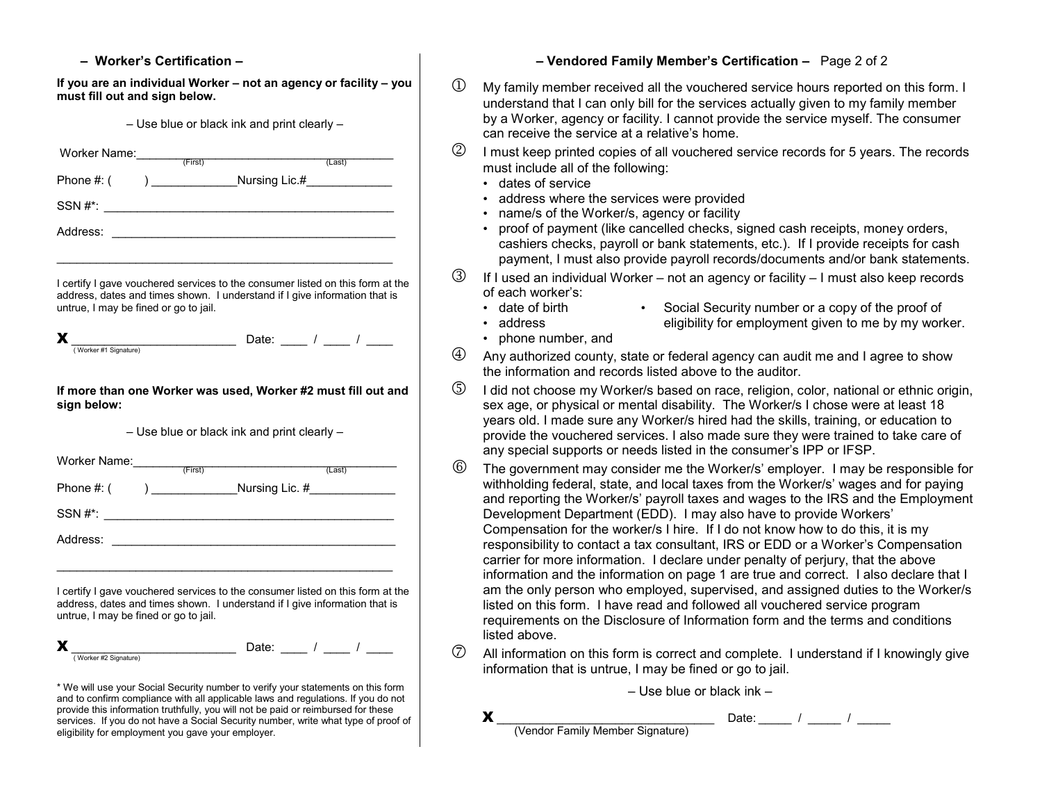## – Worker's Certification –

**If you are an individual Worker – not an agency or facility – you must fill out and sign below.**

– Use blue or black ink and print clearly –

Worker Name:____________________________________________
(First) (Last)

Phone #: ( ) _____________Nursing Lic.#_____________

SSN #*: _____________________________________________

Address: ____________________________________________

_____________________________________________________

I certify I gave vouchered services to the consumer listed on this form at the address, dates and times shown. I understand if I give information that is untrue, I may be fined or go to jail.

**X** ________________________ Date: ____ / ____ / ____
(Worker #1 Signature)

**If more than one Worker was used, Worker #2 must fill out and sign below:**

– Use blue or black ink and print clearly –

Worker Name:____________________________________________
(First) (Last)

Phone #: ( ) _____________Nursing Lic. #_____________

SSN #*: _____________________________________________

Address: ____________________________________________

_____________________________________________________

I certify I gave vouchered services to the consumer listed on this form at the address, dates and times shown. I understand if I give information that is untrue, I may be fined or go to jail.

**X** ________________________ Date: ____ / ____ / ____
(Worker #2 Signature)

* We will use your Social Security number to verify your statements on this form and to confirm compliance with all applicable laws and regulations. If you do not provide this information truthfully, you will not be paid or reimbursed for these services. If you do not have a Social Security number, write what type of proof of eligibility for employment you gave your employer.

## – Vendored Family Member's Certification –

① My family member received all the vouchered service hours reported on this form. I understand that I can only bill for the services actually given to my family member by a Worker, agency or facility. I cannot provide the service myself. The consumer can receive the service at a relative's home.

② I must keep printed copies of all vouchered service records for 5 years. The records must include all of the following:
- dates of service
- address where the services were provided
- name/s of the Worker/s, agency or facility
- proof of payment (like cancelled checks, signed cash receipts, money orders, cashiers checks, payroll or bank statements, etc.). If I provide receipts for cash payment, I must also provide payroll records/documents and/or bank statements.

③ If I used an individual Worker – not an agency or facility – I must also keep records of each worker's:
- date of birth
- address
- phone number, and
- Social Security number or a copy of the proof of eligibility for employment given to me by my worker.

④ Any authorized county, state or federal agency can audit me and I agree to show the information and records listed above to the auditor.

⑤ I did not choose my Worker/s based on race, religion, color, national or ethnic origin, sex age, or physical or mental disability. The Worker/s I chose were at least 18 years old. I made sure any Worker/s hired had the skills, training, or education to provide the vouchered services. I also made sure they were trained to take care of any special supports or needs listed in the consumer's IPP or IFSP.

⑥ The government may consider me the Worker/s' employer. I may be responsible for withholding federal, state, and local taxes from the Worker/s' wages and for paying and reporting the Worker/s' payroll taxes and wages to the IRS and the Employment Development Department (EDD). I may also have to provide Workers' Compensation for the worker/s I hire. If I do not know how to do this, it is my responsibility to contact a tax consultant, IRS or EDD or a Worker's Compensation carrier for more information. I declare under penalty of perjury, that the above information and the information on page 1 are true and correct. I also declare that I am the only person who employed, supervised, and assigned duties to the Worker/s listed on this form. I have read and followed all vouchered service program requirements on the Disclosure of Information form and the terms and conditions listed above.

⑦ All information on this form is correct and complete. I understand if I knowingly give information that is untrue, I may be fined or go to jail.

– Use blue or black ink –

**X** ______________________________ Date: _____ / _____ / _____
(Vendor Family Member Signature)